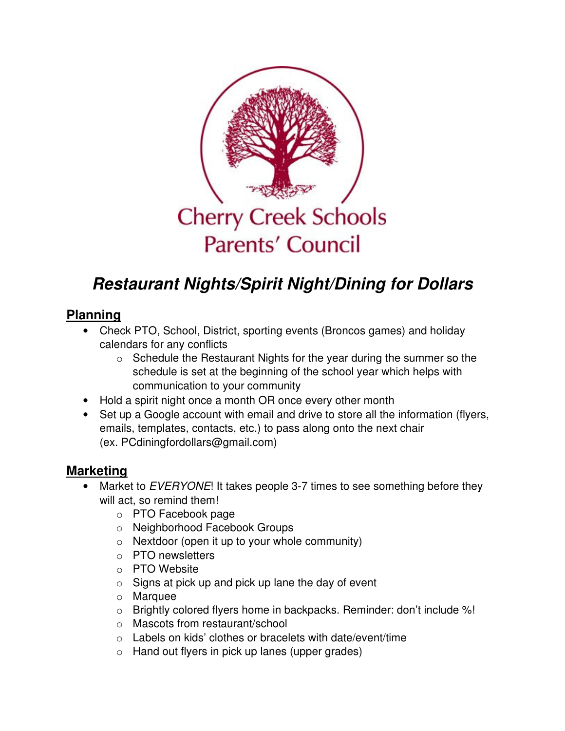Cherry Creek Schools
Parents' Council

# *Restaurant Nights/Spirit Night/Dining for Dollars*

## Planning

- Check PTO, School, District, sporting events (Broncos games) and holiday calendars for any conflicts
  - Schedule the Restaurant Nights for the year during the summer so the schedule is set at the beginning of the school year which helps with communication to your community
- Hold a spirit night once a month OR once every other month
- Set up a Google account with email and drive to store all the information (flyers, emails, templates, contacts, etc.) to pass along onto the next chair (ex. PCdiningfordollars@gmail.com)

## Marketing

- Market to *EVERYONE*! It takes people 3-7 times to see something before they will act, so remind them!
  - PTO Facebook page
  - Neighborhood Facebook Groups
  - Nextdoor (open it up to your whole community)
  - PTO newsletters
  - PTO Website
  - Signs at pick up and pick up lane the day of event
  - Marquee
  - Brightly colored flyers home in backpacks. Reminder: don't include %!
  - Mascots from restaurant/school
  - Labels on kids' clothes or bracelets with date/event/time
  - Hand out flyers in pick up lanes (upper grades)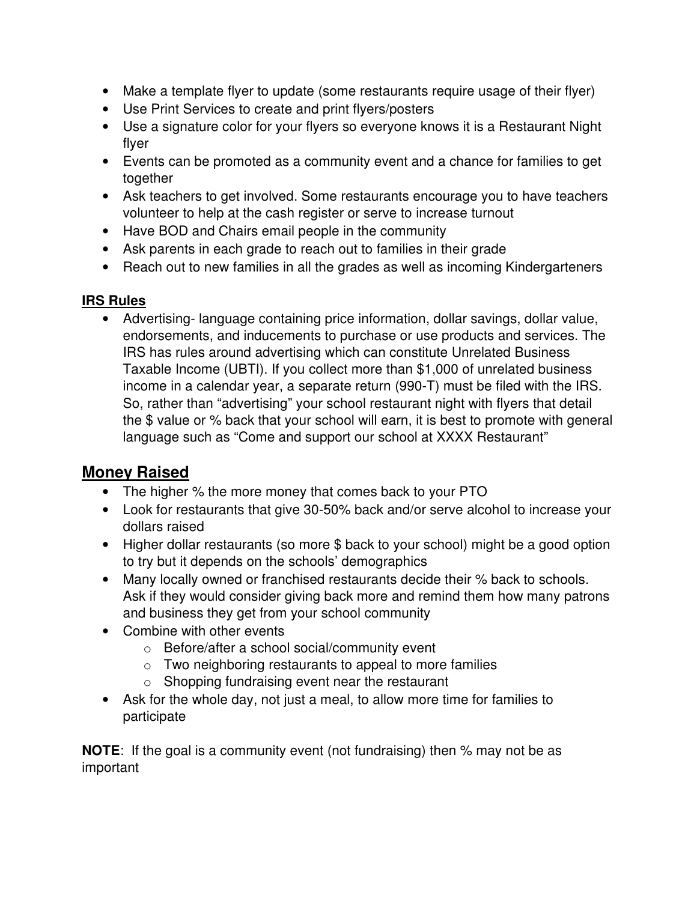- Make a template flyer to update (some restaurants require usage of their flyer)
- Use Print Services to create and print flyers/posters
- Use a signature color for your flyers so everyone knows it is a Restaurant Night flyer
- Events can be promoted as a community event and a chance for families to get together
- Ask teachers to get involved. Some restaurants encourage you to have teachers volunteer to help at the cash register or serve to increase turnout
- Have BOD and Chairs email people in the community
- Ask parents in each grade to reach out to families in their grade
- Reach out to new families in all the grades as well as incoming Kindergarteners

**IRS Rules**

- Advertising- language containing price information, dollar savings, dollar value, endorsements, and inducements to purchase or use products and services. The IRS has rules around advertising which can constitute Unrelated Business Taxable Income (UBTI). If you collect more than $1,000 of unrelated business income in a calendar year, a separate return (990-T) must be filed with the IRS. So, rather than "advertising" your school restaurant night with flyers that detail the $ value or % back that your school will earn, it is best to promote with general language such as "Come and support our school at XXXX Restaurant"

## Money Raised

- The higher % the more money that comes back to your PTO
- Look for restaurants that give 30-50% back and/or serve alcohol to increase your dollars raised
- Higher dollar restaurants (so more $ back to your school) might be a good option to try but it depends on the schools' demographics
- Many locally owned or franchised restaurants decide their % back to schools. Ask if they would consider giving back more and remind them how many patrons and business they get from your school community
- Combine with other events
  - Before/after a school social/community event
  - Two neighboring restaurants to appeal to more families
  - Shopping fundraising event near the restaurant
- Ask for the whole day, not just a meal, to allow more time for families to participate

**NOTE**: If the goal is a community event (not fundraising) then % may not be as important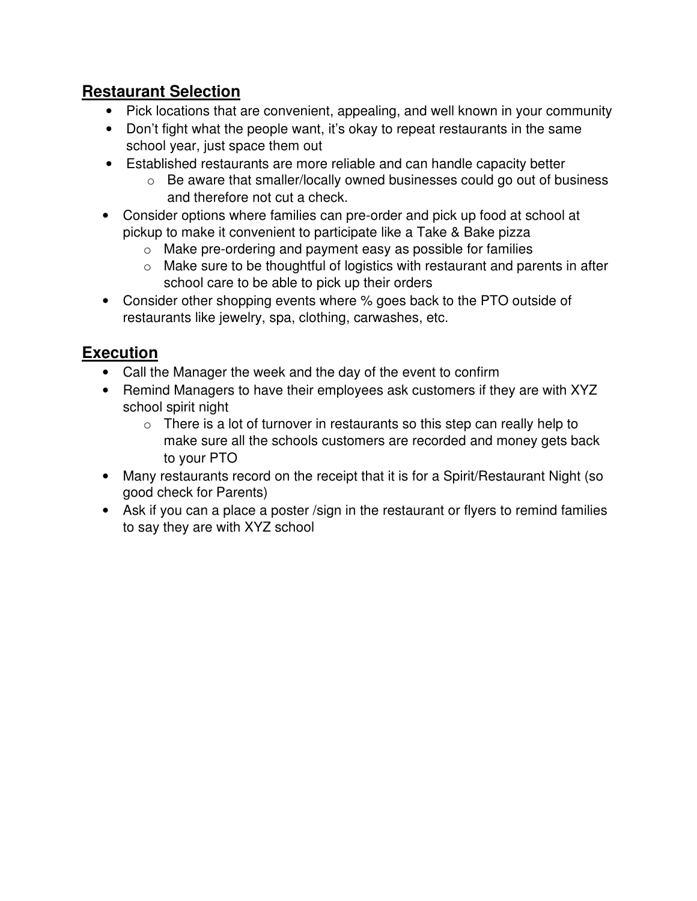## Restaurant Selection

- Pick locations that are convenient, appealing, and well known in your community
- Don't fight what the people want, it's okay to repeat restaurants in the same school year, just space them out
- Established restaurants are more reliable and can handle capacity better
  - Be aware that smaller/locally owned businesses could go out of business and therefore not cut a check.
- Consider options where families can pre-order and pick up food at school at pickup to make it convenient to participate like a Take & Bake pizza
  - Make pre-ordering and payment easy as possible for families
  - Make sure to be thoughtful of logistics with restaurant and parents in after school care to be able to pick up their orders
- Consider other shopping events where % goes back to the PTO outside of restaurants like jewelry, spa, clothing, carwashes, etc.

## Execution

- Call the Manager the week and the day of the event to confirm
- Remind Managers to have their employees ask customers if they are with XYZ school spirit night
  - There is a lot of turnover in restaurants so this step can really help to make sure all the schools customers are recorded and money gets back to your PTO
- Many restaurants record on the receipt that it is for a Spirit/Restaurant Night (so good check for Parents)
- Ask if you can a place a poster /sign in the restaurant or flyers to remind families to say they are with XYZ school